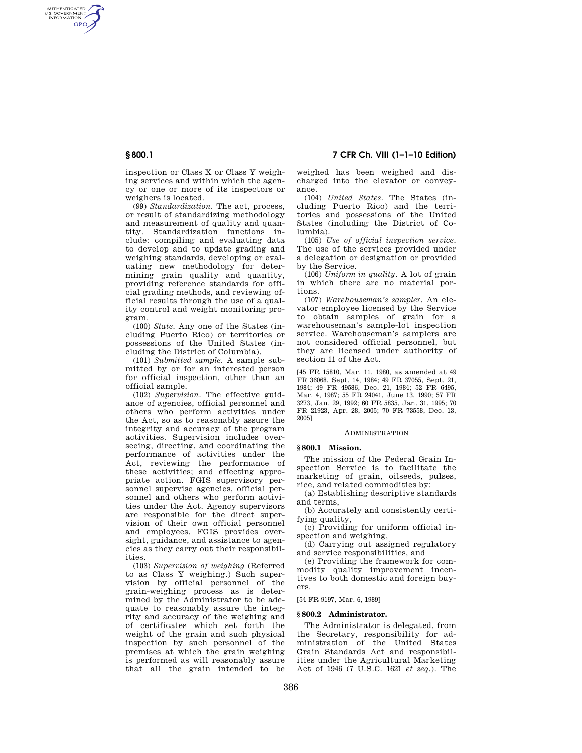inspection or Class X or Class Y weighing services and within which the agency or one or more of its inspectors or weighers is located.

(99) *Standardization.* The act, process, or result of standardizing methodology and measurement of quality and quantity. Standardization functions include: compiling and evaluating data to develop and to update grading and weighing standards, developing or evaluating new methodology for determining grain quality and quantity, providing reference standards for official grading methods, and reviewing official results through the use of a quality control and weight monitoring program.

(100) *State.* Any one of the States (including Puerto Rico) or territories or possessions of the United States (including the District of Columbia).

(101) *Submitted sample.* A sample submitted by or for an interested person for official inspection, other than an official sample.

(102) *Supervision.* The effective guidance of agencies, official personnel and others who perform activities under the Act, so as to reasonably assure the integrity and accuracy of the program activities. Supervision includes overseeing, directing, and coordinating the performance of activities under the Act, reviewing the performance of these activities; and effecting appropriate action. FGIS supervisory personnel supervise agencies, official personnel and others who perform activities under the Act. Agency supervisors are responsible for the direct supervision of their own official personnel and employees. FGIS provides oversight, guidance, and assistance to agencies as they carry out their responsibilities.

(103) *Supervision of weighing* (Referred to as Class Y weighing.) Such supervision by official personnel of the grain-weighing process as is determined by the Administrator to be adequate to reasonably assure the integrity and accuracy of the weighing and of certificates which set forth the weight of the grain and such physical inspection by such personnel of the premises at which the grain weighing is performed as will reasonably assure that all the grain intended to be weighed has been weighed and discharged into the elevator or conveyance.

(104) *United States.* The States (including Puerto Rico) and the territories and possessions of the United States (including the District of Columbia).

(105) *Use of official inspection service.* The use of the services provided under a delegation or designation or provided by the Service.

(106) *Uniform in quality.* A lot of grain in which there are no material portions.

(107) *Warehouseman's sampler.* An elevator employee licensed by the Service to obtain samples of grain for a warehouseman's sample-lot inspection service. Warehouseman's samplers are not considered official personnel, but they are licensed under authority of section 11 of the Act.

[45 FR 15810, Mar. 11, 1980, as amended at 49 FR 36068, Sept. 14, 1984; 49 FR 37055, Sept. 21, 1984; 49 FR 49586, Dec. 21, 1984; 52 FR 6495, Mar. 4, 1987; 55 FR 24041, June 13, 1990; 57 FR 3273, Jan. 29, 1992; 60 FR 5835, Jan. 31, 1995; 70 FR 21923, Apr. 28, 2005; 70 FR 73558, Dec. 13, 2005]

ADMINISTRATION

## § 800.1 Mission.

The mission of the Federal Grain Inspection Service is to facilitate the marketing of grain, oilseeds, pulses, rice, and related commodities by:

(a) Establishing descriptive standards and terms,

(b) Accurately and consistently certifying quality,

(c) Providing for uniform official inspection and weighing,

(d) Carrying out assigned regulatory and service responsibilities, and

(e) Providing the framework for commodity quality improvement incentives to both domestic and foreign buyers.

[54 FR 9197, Mar. 6, 1989]

## § 800.2 Administrator.

The Administrator is delegated, from the Secretary, responsibility for administration of the United States Grain Standards Act and responsibilities under the Agricultural Marketing Act of 1946 (7 U.S.C. 1621 *et seq.*). The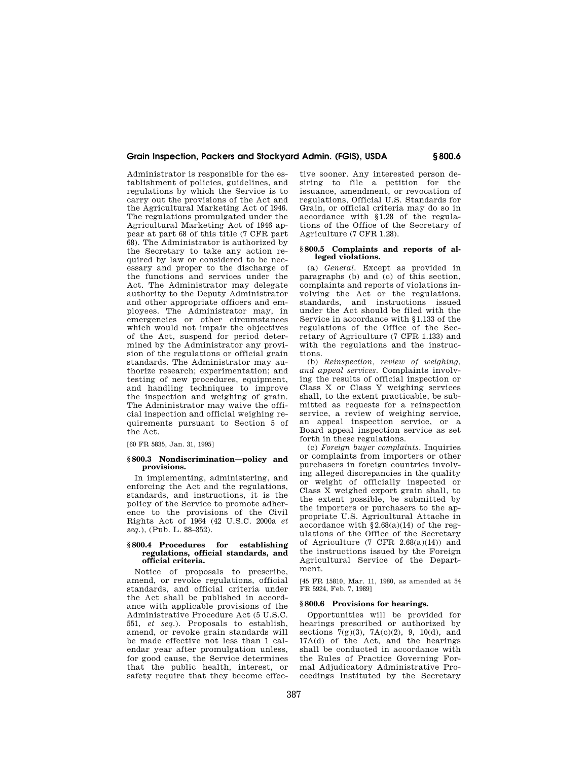Administrator is responsible for the establishment of policies, guidelines, and regulations by which the Service is to carry out the provisions of the Act and the Agricultural Marketing Act of 1946. The regulations promulgated under the Agricultural Marketing Act of 1946 appear at part 68 of this title (7 CFR part 68). The Administrator is authorized by the Secretary to take any action required by law or considered to be necessary and proper to the discharge of the functions and services under the Act. The Administrator may delegate authority to the Deputy Administrator and other appropriate officers and employees. The Administrator may, in emergencies or other circumstances which would not impair the objectives of the Act, suspend for period determined by the Administrator any provision of the regulations or official grain standards. The Administrator may authorize research; experimentation; and testing of new procedures, equipment, and handling techniques to improve the inspection and weighing of grain. The Administrator may waive the official inspection and official weighing requirements pursuant to Section 5 of the Act.

[60 FR 5835, Jan. 31, 1995]

### § 800.3 Nondiscrimination—policy and provisions.

In implementing, administering, and enforcing the Act and the regulations, standards, and instructions, it is the policy of the Service to promote adherence to the provisions of the Civil Rights Act of 1964 (42 U.S.C. 2000a *et seq.*), (Pub. L. 88–352).

### § 800.4 Procedures for establishing regulations, official standards, and official criteria.

Notice of proposals to prescribe, amend, or revoke regulations, official standards, and official criteria under the Act shall be published in accordance with applicable provisions of the Administrative Procedure Act (5 U.S.C. 551, *et seq.*). Proposals to establish, amend, or revoke grain standards will be made effective not less than 1 calendar year after promulgation unless, for good cause, the Service determines that the public health, interest, or safety require that they become effective sooner. Any interested person desiring to file a petition for the issuance, amendment, or revocation of regulations, Official U.S. Standards for Grain, or official criteria may do so in accordance with §1.28 of the regulations of the Office of the Secretary of Agriculture (7 CFR 1.28).

### § 800.5 Complaints and reports of alleged violations.

(a) *General.* Except as provided in paragraphs (b) and (c) of this section, complaints and reports of violations involving the Act or the regulations, standards, and instructions issued under the Act should be filed with the Service in accordance with §1.133 of the regulations of the Office of the Secretary of Agriculture (7 CFR 1.133) and with the regulations and the instructions.

(b) *Reinspection, review of weighing, and appeal services.* Complaints involving the results of official inspection or Class X or Class Y weighing services shall, to the extent practicable, be submitted as requests for a reinspection service, a review of weighing service, an appeal inspection service, or a Board appeal inspection service as set forth in these regulations.

(c) *Foreign buyer complaints.* Inquiries or complaints from importers or other purchasers in foreign countries involving alleged discrepancies in the quality or weight of officially inspected or Class X weighed export grain shall, to the extent possible, be submitted by the importers or purchasers to the appropriate U.S. Agricultural Attache in accordance with §2.68(a)(14) of the regulations of the Office of the Secretary of Agriculture (7 CFR 2.68(a)(14)) and the instructions issued by the Foreign Agricultural Service of the Department.

[45 FR 15810, Mar. 11, 1980, as amended at 54 FR 5924, Feb. 7, 1989]

### § 800.6 Provisions for hearings.

Opportunities will be provided for hearings prescribed or authorized by sections 7(g)(3), 7A(c)(2), 9, 10(d), and 17A(d) of the Act, and the hearings shall be conducted in accordance with the Rules of Practice Governing Formal Adjudicatory Administrative Proceedings Instituted by the Secretary